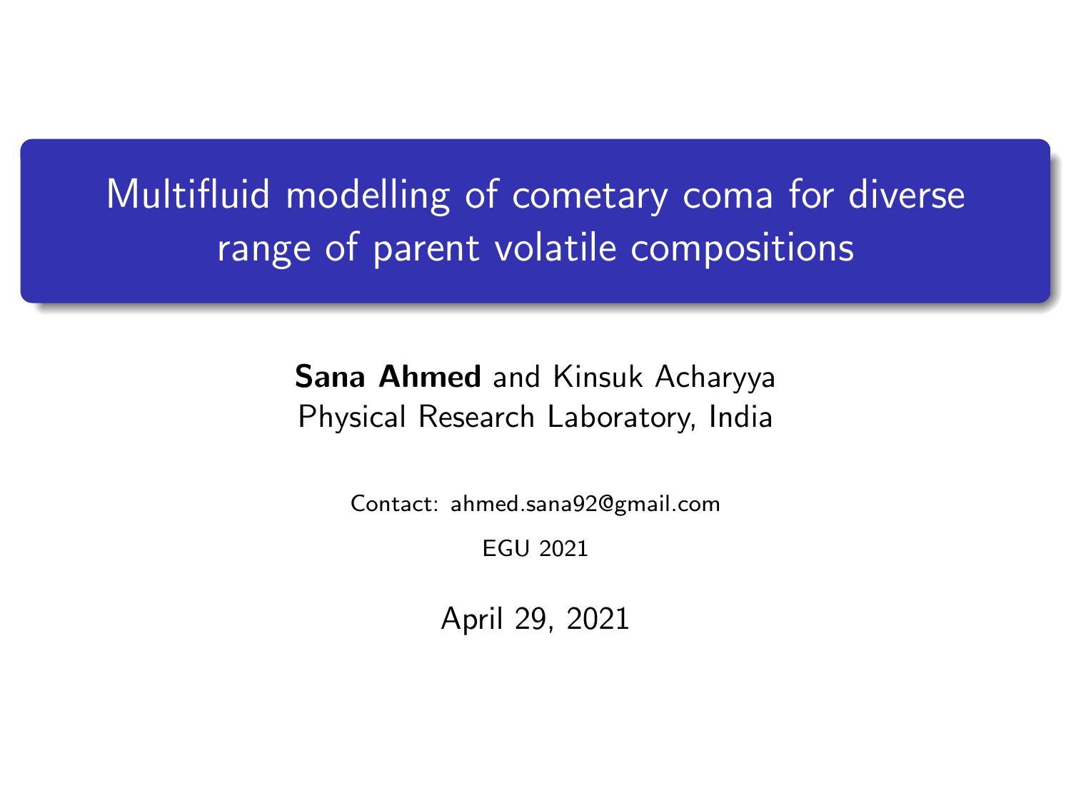# Multifluid modelling of cometary coma for diverse range of parent volatile compositions

**Sana Ahmed** and Kinsuk Acharyya

Physical Research Laboratory, India

Contact: ahmed.sana92@gmail.com

EGU 2021

April 29, 2021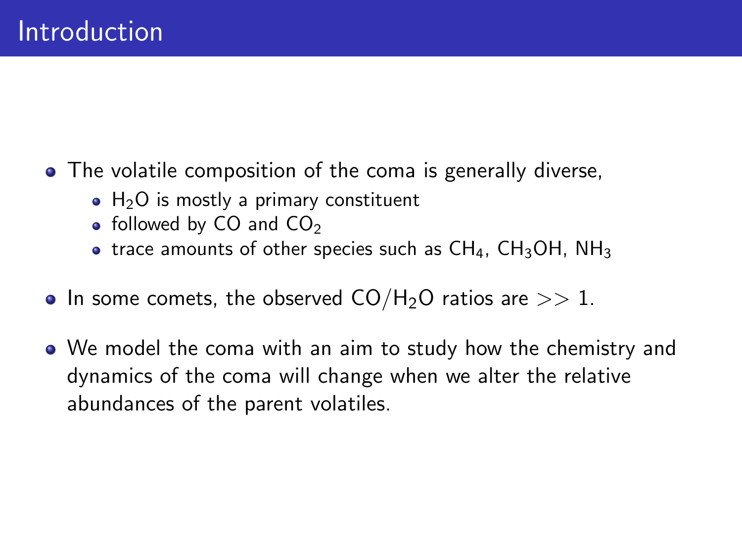# Introduction

- The volatile composition of the coma is generally diverse,
  - $H_2O$ is mostly a primary constituent
  - followed by CO and $CO_2$
  - trace amounts of other species such as $CH_4$, $CH_3OH$, $NH_3$
- In some comets, the observed $CO/H_2O$ ratios are $>> 1$.
- We model the coma with an aim to study how the chemistry and dynamics of the coma will change when we alter the relative abundances of the parent volatiles.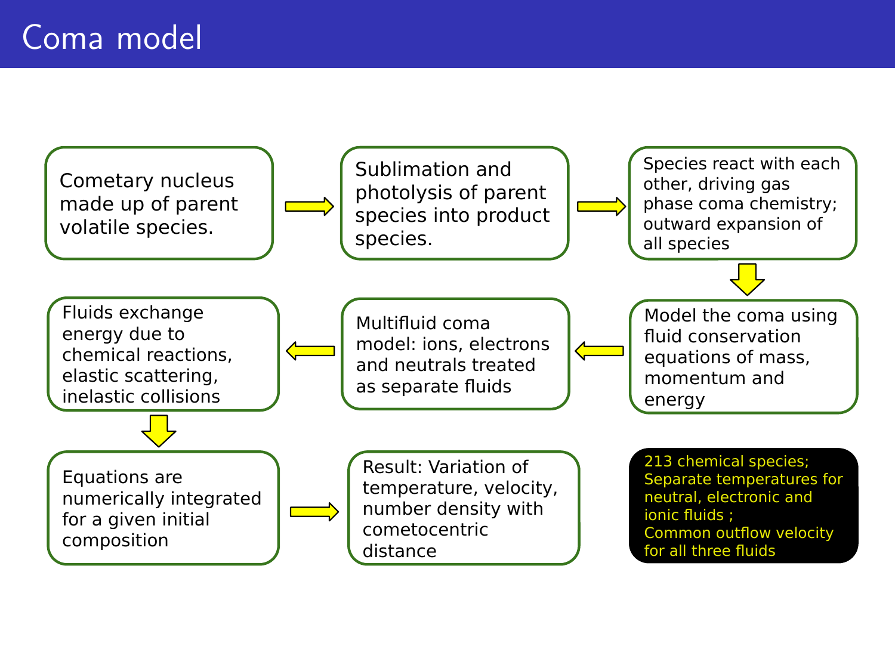# Coma model

- Cometary nucleus made up of parent volatile species.
- Sublimation and photolysis of parent species into product species.
- Species react with each other, driving gas phase coma chemistry; outward expansion of all species
- Model the coma using fluid conservation equations of mass, momentum and energy
- Multifluid coma model: ions, electrons and neutrals treated as separate fluids
- Fluids exchange energy due to chemical reactions, elastic scattering, inelastic collisions
- Equations are numerically integrated for a given initial composition
- Result: Variation of temperature, velocity, number density with cometocentric distance

213 chemical species;
Separate temperatures for neutral, electronic and ionic fluids ;
Common outflow velocity for all three fluids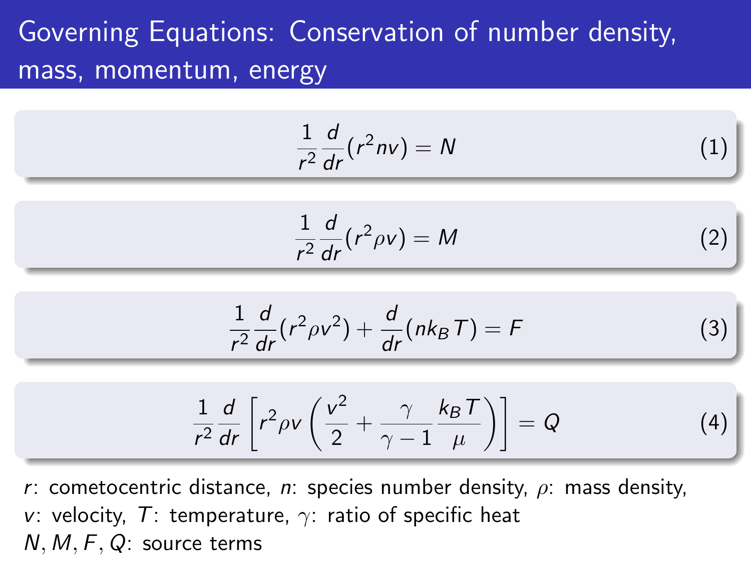# Governing Equations: Conservation of number density, mass, momentum, energy

$$\frac{1}{r^2}\frac{d}{dr}(r^2 n v) = N \tag{1}$$

$$\frac{1}{r^2}\frac{d}{dr}(r^2 \rho v) = M \tag{2}$$

$$\frac{1}{r^2}\frac{d}{dr}(r^2 \rho v^2) + \frac{d}{dr}(n k_B T) = F \tag{3}$$

$$\frac{1}{r^2}\frac{d}{dr}\left[r^2 \rho v \left(\frac{v^2}{2} + \frac{\gamma}{\gamma - 1}\frac{k_B T}{\mu}\right)\right] = Q \tag{4}$$

$r$: cometocentric distance, $n$: species number density, $\rho$: mass density, $v$: velocity, $T$: temperature, $\gamma$: ratio of specific heat

$N, M, F, Q$: source terms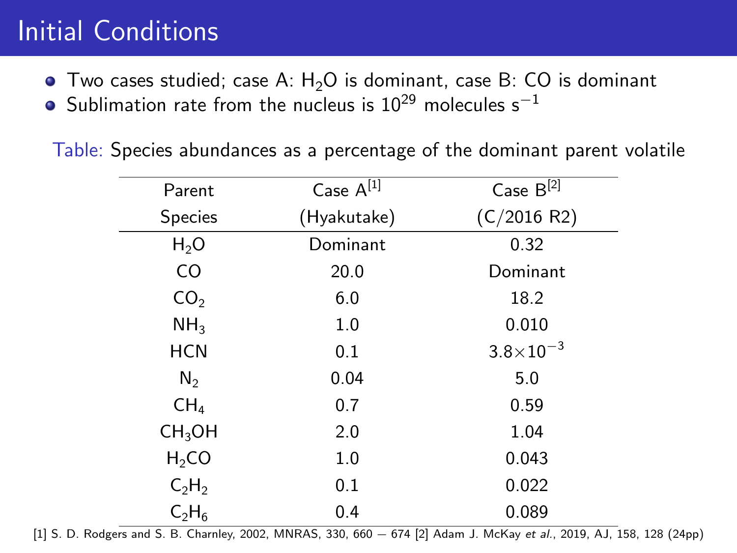# Initial Conditions

- Two cases studied; case A: $H_2O$ is dominant, case B: CO is dominant
- Sublimation rate from the nucleus is $10^{29}$ molecules $s^{-1}$

Table: Species abundances as a percentage of the dominant parent volatile

| Parent Species | Case A[1] (Hyakutake) | Case B[2] (C/2016 R2) |
|---|---|---|
| $H_2O$ | Dominant | 0.32 |
| CO | 20.0 | Dominant |
| $CO_2$ | 6.0 | 18.2 |
| $NH_3$ | 1.0 | 0.010 |
| HCN | 0.1 | $3.8\times10^{-3}$ |
| $N_2$ | 0.04 | 5.0 |
| $CH_4$ | 0.7 | 0.59 |
| $CH_3OH$ | 2.0 | 1.04 |
| $H_2CO$ | 1.0 | 0.043 |
| $C_2H_2$ | 0.1 | 0.022 |
| $C_2H_6$ | 0.4 | 0.089 |

[1] S. D. Rodgers and S. B. Charnley, 2002, MNRAS, 330, 660 – 674 [2] Adam J. McKay *et al.*, 2019, AJ, 158, 128 (24pp)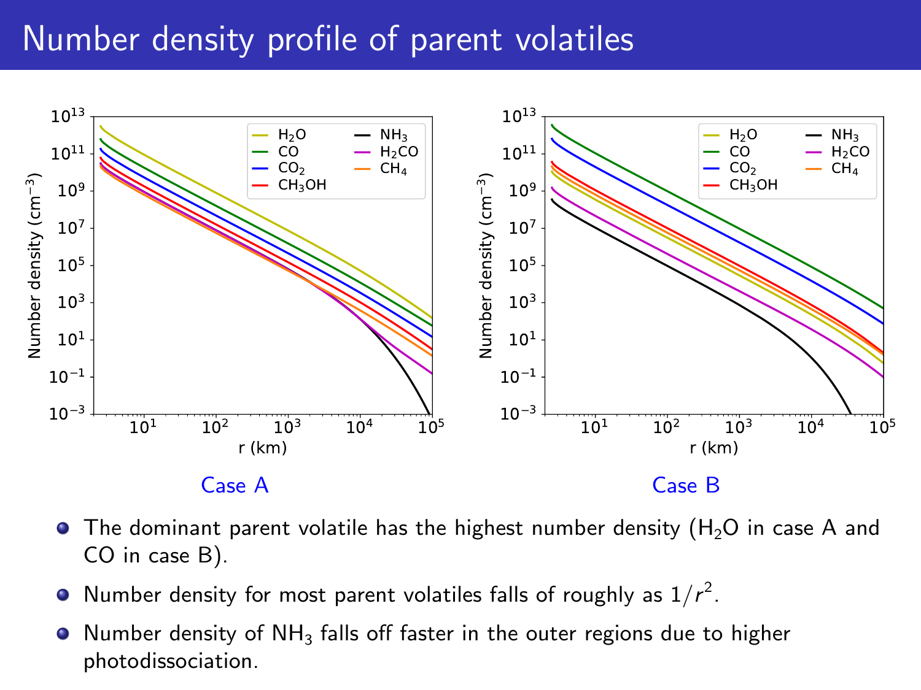# Number density profile of parent volatiles

Case A

Case B

- The dominant parent volatile has the highest number density ($H_2O$ in case A and CO in case B).
- Number density for most parent volatiles falls of roughly as $1/r^2$.
- Number density of $NH_3$ falls off faster in the outer regions due to higher photodissociation.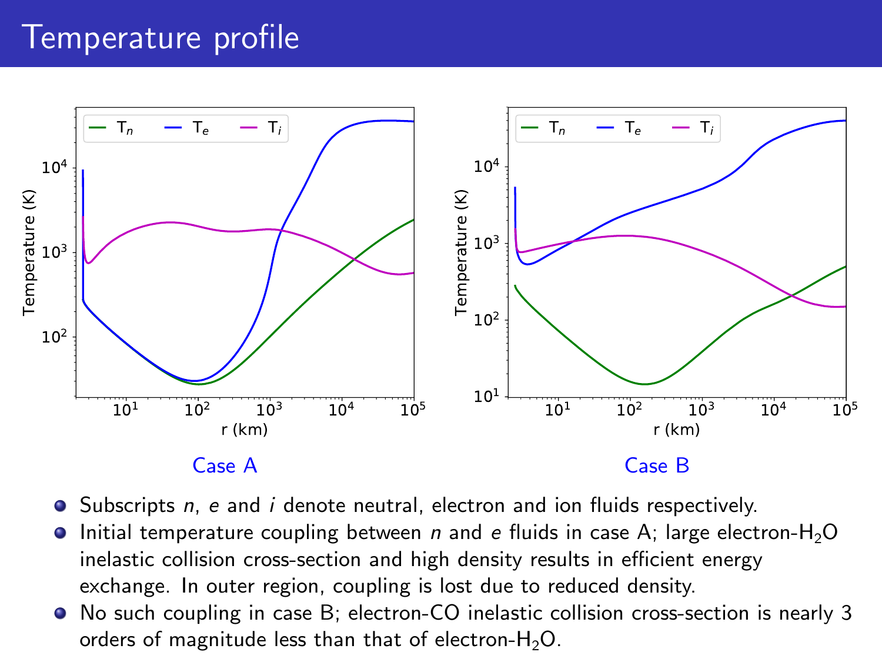# Temperature profile

Case A

Case B

- Subscripts *n*, *e* and *i* denote neutral, electron and ion fluids respectively.
- Initial temperature coupling between *n* and *e* fluids in case A; large electron-$H_2O$ inelastic collision cross-section and high density results in efficient energy exchange. In outer region, coupling is lost due to reduced density.
- No such coupling in case B; electron-CO inelastic collision cross-section is nearly 3 orders of magnitude less than that of electron-$H_2O$.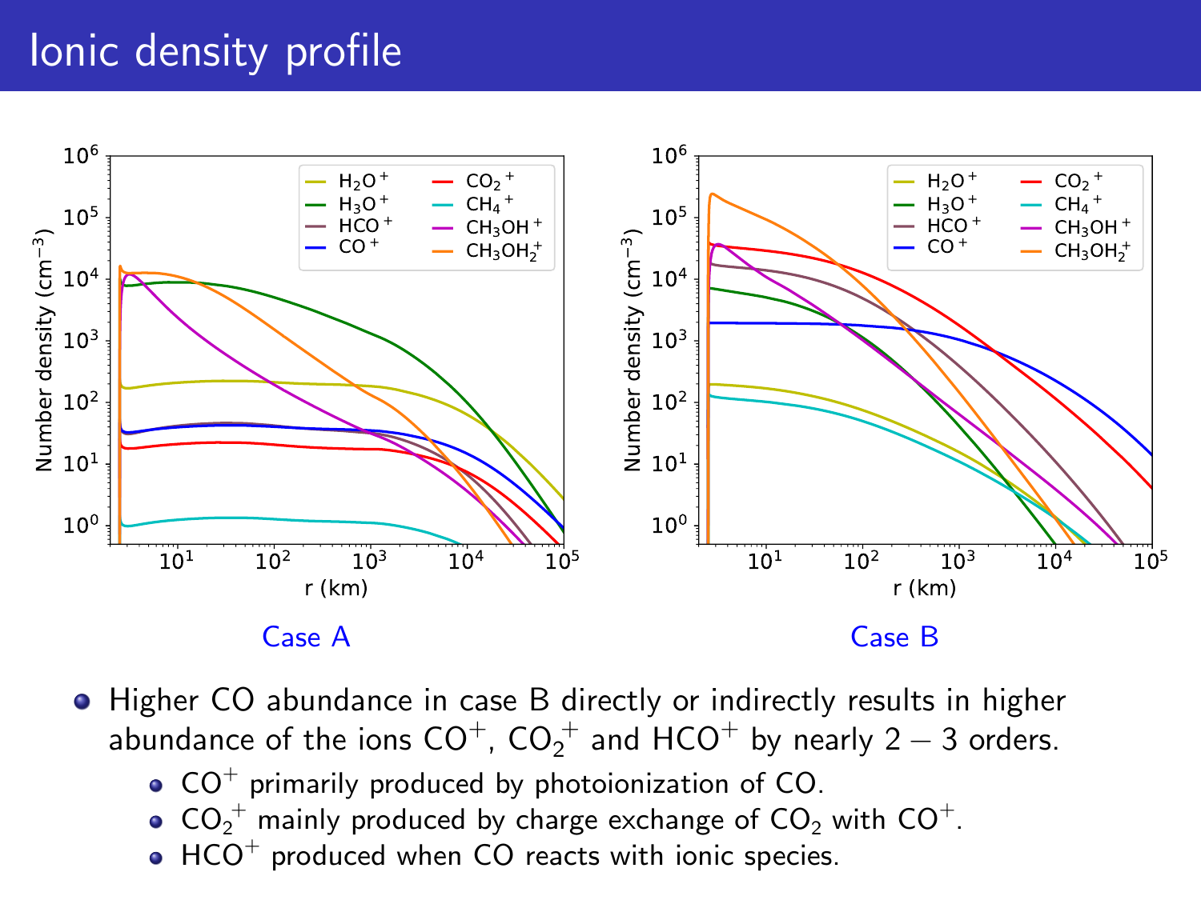# Ionic density profile

Case A

Case B

- Higher CO abundance in case B directly or indirectly results in higher abundance of the ions $CO^+$, $CO_2^+$ and $HCO^+$ by nearly $2 - 3$ orders.
  - $CO^+$ primarily produced by photoionization of CO.
  - $CO_2^+$ mainly produced by charge exchange of $CO_2$ with $CO^+$.
  - $HCO^+$ produced when CO reacts with ionic species.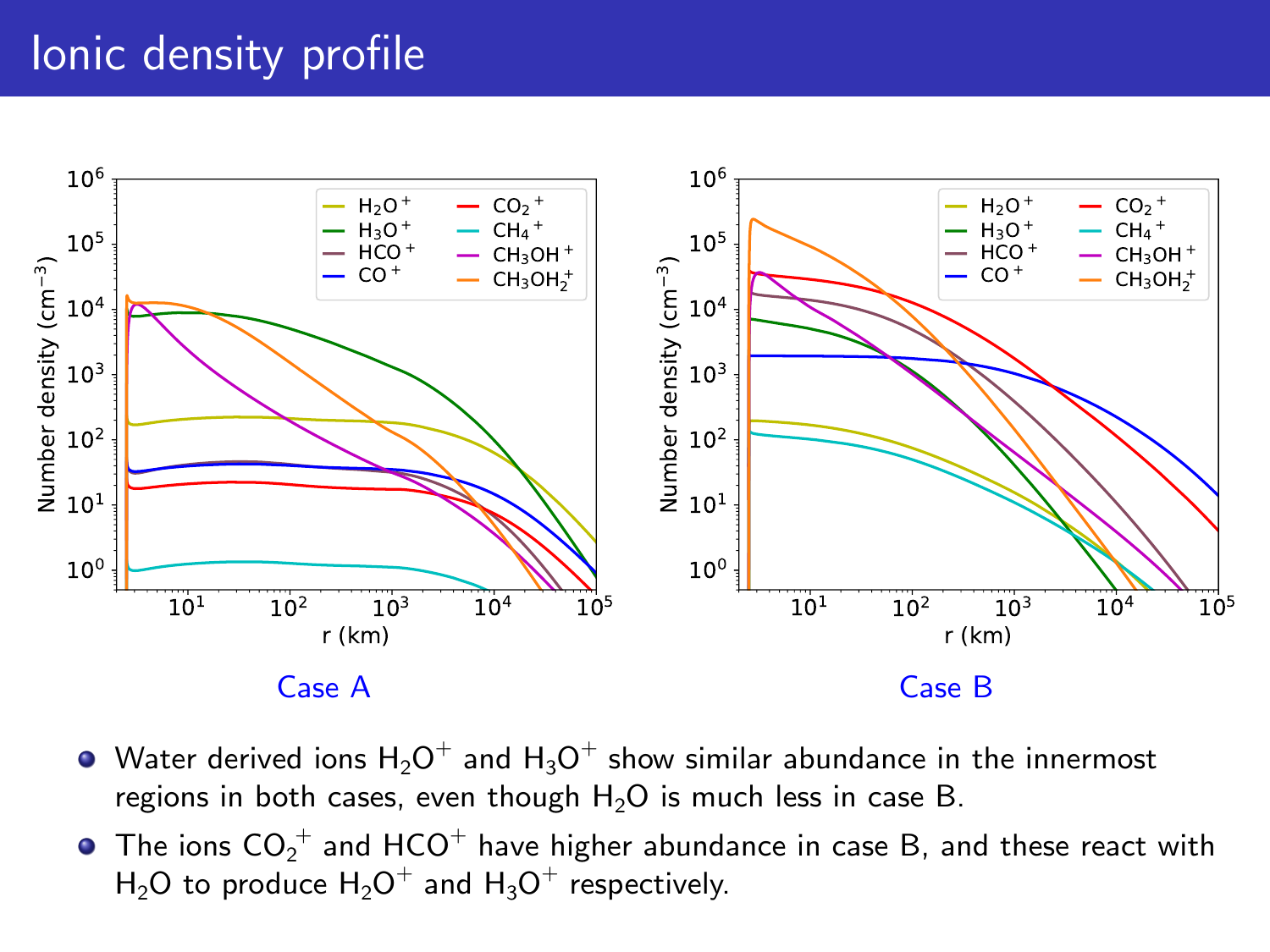# Ionic density profile

Case A

Case B

- Water derived ions $H_2O^+$ and $H_3O^+$ show similar abundance in the innermost regions in both cases, even though $H_2O$ is much less in case B.
- The ions $CO_2^+$ and $HCO^+$ have higher abundance in case B, and these react with $H_2O$ to produce $H_2O^+$ and $H_3O^+$ respectively.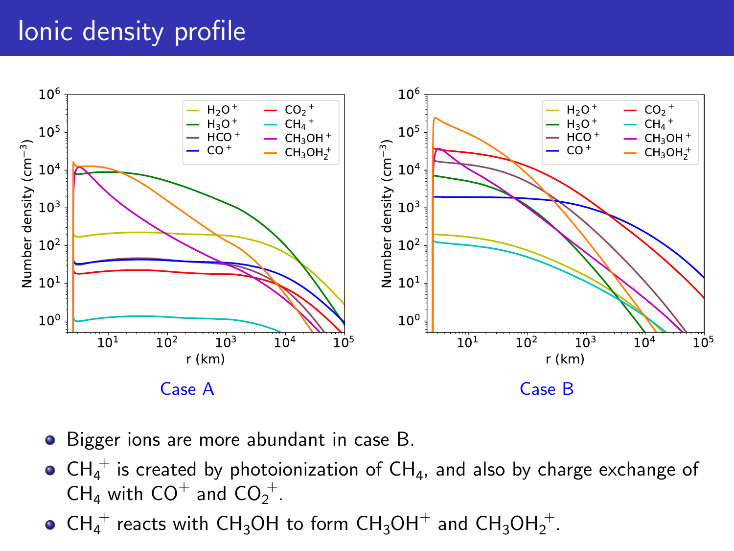# Ionic density profile

Case A

Case B

- Bigger ions are more abundant in case B.
- $CH_4^+$ is created by photoionization of $CH_4$, and also by charge exchange of $CH_4$ with $CO^+$ and $CO_2^+$.
- $CH_4^+$ reacts with $CH_3OH$ to form $CH_3OH^+$ and $CH_3OH_2^+$.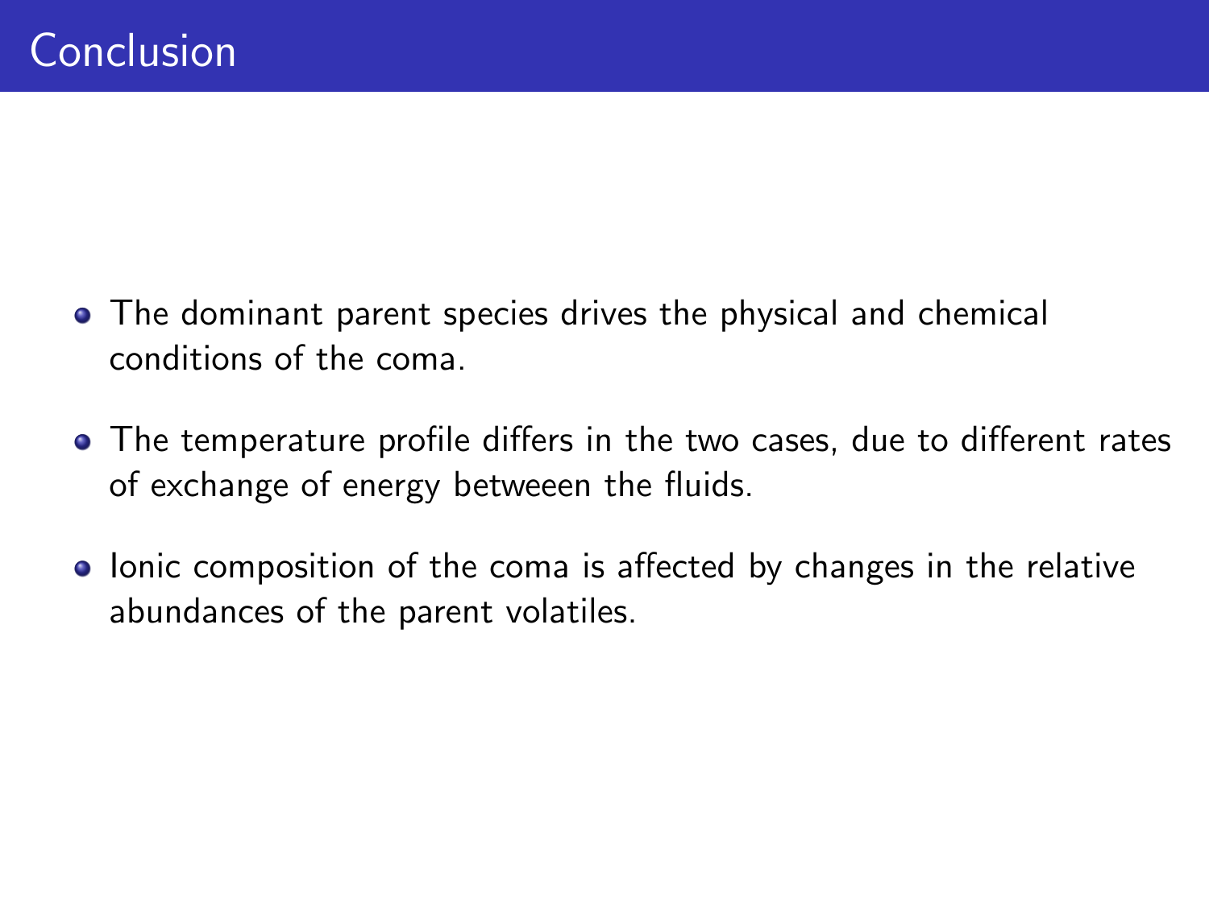# Conclusion

- The dominant parent species drives the physical and chemical conditions of the coma.
- The temperature profile differs in the two cases, due to different rates of exchange of energy betweeen the fluids.
- Ionic composition of the coma is affected by changes in the relative abundances of the parent volatiles.